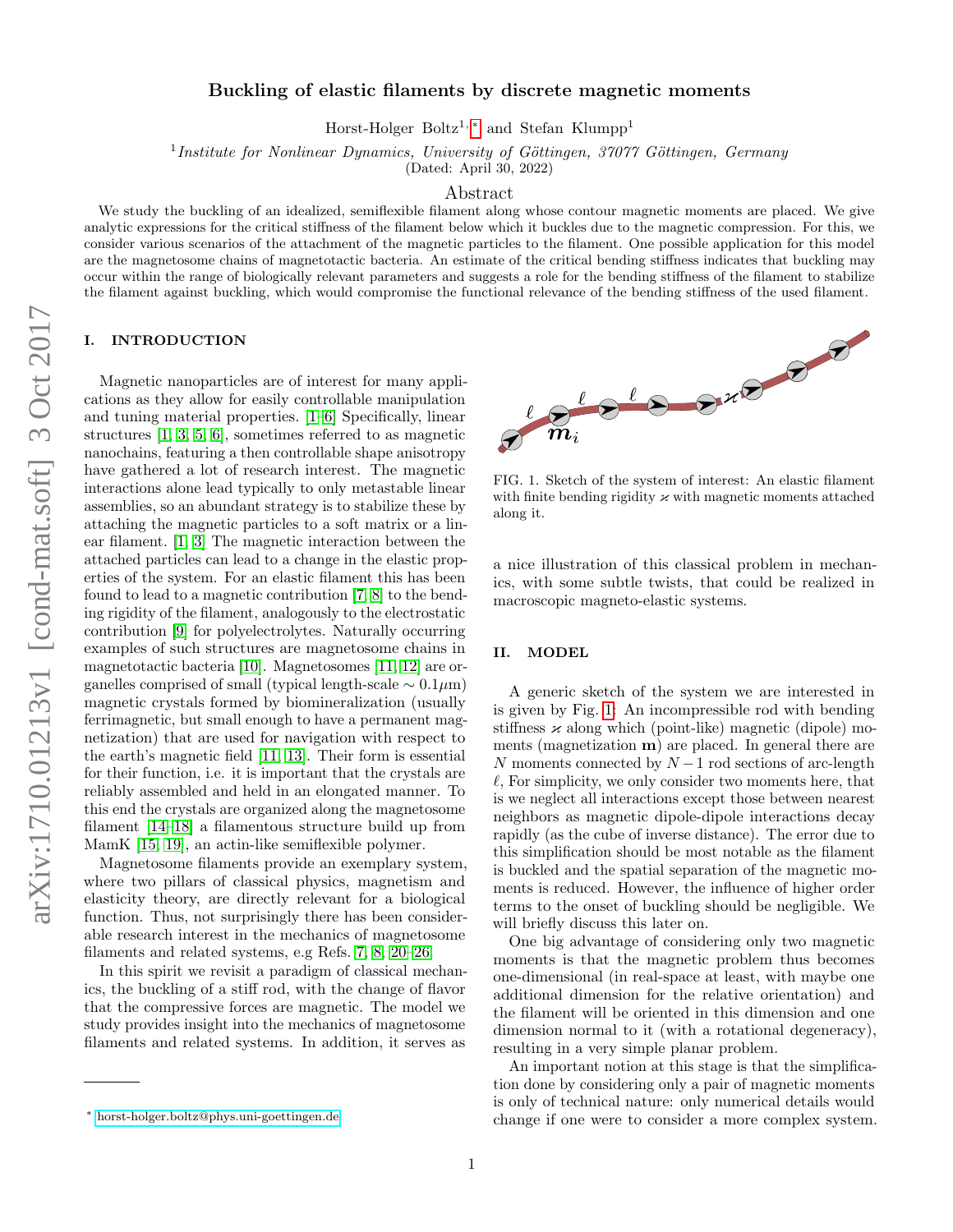# Buckling of elastic filaments by discrete magnetic moments

Horst-Holger Boltz[1,*] and Stefan Klumpp[1]

[1] *Institute for Nonlinear Dynamics, University of Göttingen, 37077 Göttingen, Germany*

(Dated: April 30, 2022)

## Abstract

We study the buckling of an idealized, semiflexible filament along whose contour magnetic moments are placed. We give analytic expressions for the critical stiffness of the filament below which it buckles due to the magnetic compression. For this, we consider various scenarios of the attachment of the magnetic particles to the filament. One possible application for this model are the magnetosome chains of magnetotactic bacteria. An estimate of the critical bending stiffness indicates that buckling may occur within the range of biologically relevant parameters and suggests a role for the bending stiffness of the filament to stabilize the filament against buckling, which would compromise the functional relevance of the bending stiffness of the used filament.

## I. INTRODUCTION

Magnetic nanoparticles are of interest for many applications as they allow for easily controllable manipulation and tuning material properties. [1–6] Specifically, linear structures [1, 3, 5, 6], sometimes referred to as magnetic nanochains, featuring a then controllable shape anisotropy have gathered a lot of research interest. The magnetic interactions alone lead typically to only metastable linear assemblies, so an abundant strategy is to stabilize these by attaching the magnetic particles to a soft matrix or a linear filament. [1, 3] The magnetic interaction between the attached particles can lead to a change in the elastic properties of the system. For an elastic filament this has been found to lead to a magnetic contribution [7, 8] to the bending rigidity of the filament, analogously to the electrostatic contribution [9] for polyelectrolytes. Naturally occurring examples of such structures are magnetosome chains in magnetotactic bacteria [10]. Magnetosomes [11, 12] are organelles comprised of small (typical length-scale $\sim 0.1\mu$m) magnetic crystals formed by biomineralization (usually ferrimagnetic, but small enough to have a permanent magnetization) that are used for navigation with respect to the earth's magnetic field [11, 13]. Their form is essential for their function, i.e. it is important that the crystals are reliably assembled and held in an elongated manner. To this end the crystals are organized along the magnetosome filament [14–18] a filamentous structure build up from MamK [15, 19], an actin-like semiflexible polymer.

Magnetosome filaments provide an exemplary system, where two pillars of classical physics, magnetism and elasticity theory, are directly relevant for a biological function. Thus, not surprisingly there has been considerable research interest in the mechanics of magnetosome filaments and related systems, e.g Refs. [7, 8, 20–26]

In this spirit we revisit a paradigm of classical mechanics, the buckling of a stiff rod, with the change of flavor that the compressive forces are magnetic. The model we study provides insight into the mechanics of magnetosome filaments and related systems. In addition, it serves as a nice illustration of this classical problem in mechanics, with some subtle twists, that could be realized in macroscopic magneto-elastic systems.

FIG. 1. Sketch of the system of interest: An elastic filament with finite bending rigidity $\varkappa$ with magnetic moments attached along it.

## II. MODEL

A generic sketch of the system we are interested in is given by Fig. 1: An incompressible rod with bending stiffness $\varkappa$ along which (point-like) magnetic (dipole) moments (magnetization $\mathbf{m}$) are placed. In general there are $N$ moments connected by $N-1$ rod sections of arc-length $\ell$, For simplicity, we only consider two moments here, that is we neglect all interactions except those between nearest neighbors as magnetic dipole-dipole interactions decay rapidly (as the cube of inverse distance). The error due to this simplification should be most notable as the filament is buckled and the spatial separation of the magnetic moments is reduced. However, the influence of higher order terms to the onset of buckling should be negligible. We will briefly discuss this later on.

One big advantage of considering only two magnetic moments is that the magnetic problem thus becomes one-dimensional (in real-space at least, with maybe one additional dimension for the relative orientation) and the filament will be oriented in this dimension and one dimension normal to it (with a rotational degeneracy), resulting in a very simple planar problem.

An important notion at this stage is that the simplification done by considering only a pair of magnetic moments is only of technical nature: only numerical details would change if one were to consider a more complex system.

[*] horst-holger.boltz@phys.uni-goettingen.de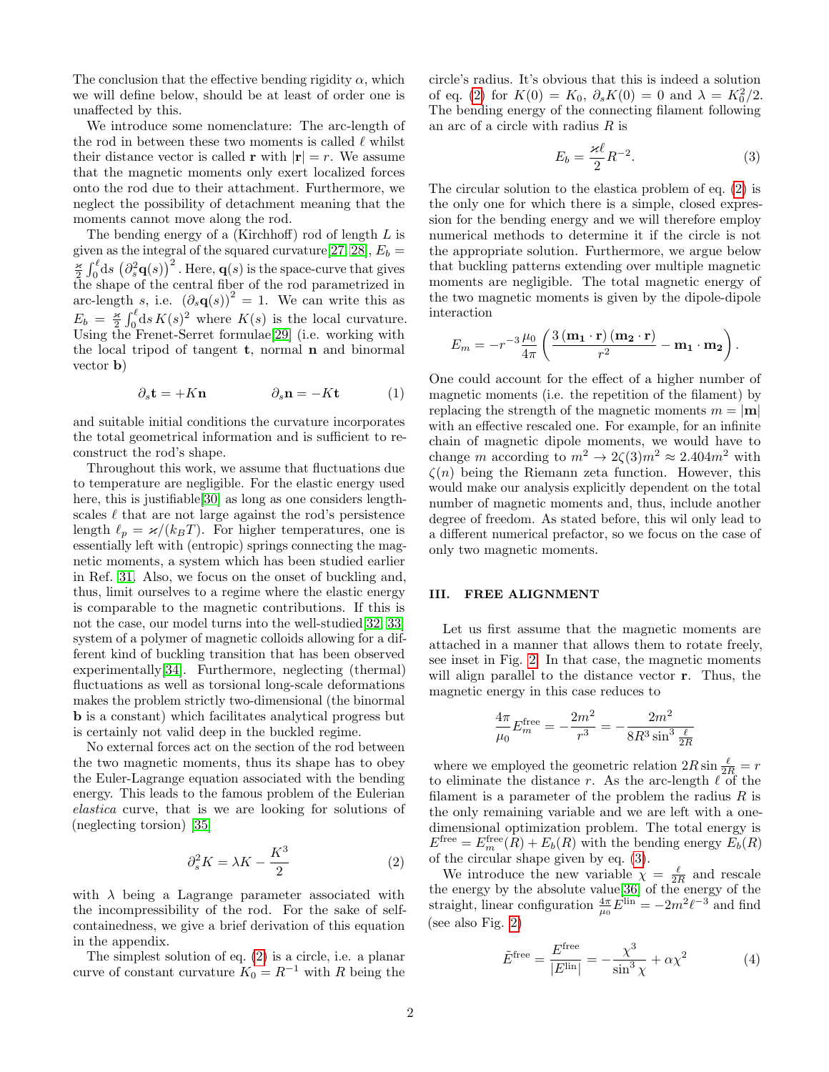The conclusion that the effective bending rigidity $\alpha$, which we will define below, should be at least of order one is unaffected by this.

We introduce some nomenclature: The arc-length of the rod in between these two moments is called $\ell$ whilst their distance vector is called $\mathbf{r}$ with $|\mathbf{r}| = r$. We assume that the magnetic moments only exert localized forces onto the rod due to their attachment. Furthermore, we neglect the possibility of detachment meaning that the moments cannot move along the rod.

The bending energy of a (Kirchhoff) rod of length $L$ is given as the integral of the squared curvature[27, 28], $E_b = \frac{\varkappa}{2}\int_0^\ell \mathrm{d}s\, \left(\partial_s^2 \mathbf{q}(s)\right)^2$. Here, $\mathbf{q}(s)$ is the space-curve that gives the shape of the central fiber of the rod parametrized in arc-length $s$, i.e. $\left(\partial_s \mathbf{q}(s)\right)^2 = 1$. We can write this as $E_b = \frac{\varkappa}{2}\int_0^\ell \mathrm{d}s\, K(s)^2$ where $K(s)$ is the local curvature. Using the Frenet-Serret formulae[29] (i.e. working with the local tripod of tangent $\mathbf{t}$, normal $\mathbf{n}$ and binormal vector $\mathbf{b}$)

$$\partial_s \mathbf{t} = +K\mathbf{n} \qquad\qquad \partial_s \mathbf{n} = -K\mathbf{t} \tag{1}$$

and suitable initial conditions the curvature incorporates the total geometrical information and is sufficient to reconstruct the rod's shape.

Throughout this work, we assume that fluctuations due to temperature are negligible. For the elastic energy used here, this is justifiable[30] as long as one considers length-scales $\ell$ that are not large against the rod's persistence length $\ell_p = \varkappa/(k_B T)$. For higher temperatures, one is essentially left with (entropic) springs connecting the magnetic moments, a system which has been studied earlier in Ref. 31. Also, we focus on the onset of buckling and, thus, limit ourselves to a regime where the elastic energy is comparable to the magnetic contributions. If this is not the case, our model turns into the well-studied[32, 33] system of a polymer of magnetic colloids allowing for a different kind of buckling transition that has been observed experimentally[34]. Furthermore, neglecting (thermal) fluctuations as well as torsional long-scale deformations makes the problem strictly two-dimensional (the binormal $\mathbf{b}$ is a constant) which facilitates analytical progress but is certainly not valid deep in the buckled regime.

No external forces act on the section of the rod between the two magnetic moments, thus its shape has to obey the Euler-Lagrange equation associated with the bending energy. This leads to the famous problem of the Eulerian *elastica* curve, that is we are looking for solutions of (neglecting torsion) [35]

$$\partial_s^2 K = \lambda K - \frac{K^3}{2} \tag{2}$$

with $\lambda$ being a Lagrange parameter associated with the incompressibility of the rod. For the sake of self-containedness, we give a brief derivation of this equation in the appendix.

The simplest solution of eq. (2) is a circle, i.e. a planar curve of constant curvature $K_0 = R^{-1}$ with $R$ being the circle's radius. It's obvious that this is indeed a solution of eq. (2) for $K(0) = K_0$, $\partial_s K(0) = 0$ and $\lambda = K_0^2/2$. The bending energy of the connecting filament following an arc of a circle with radius $R$ is

$$E_b = \frac{\varkappa \ell}{2} R^{-2}. \tag{3}$$

The circular solution to the elastica problem of eq. (2) is the only one for which there is a simple, closed expression for the bending energy and we will therefore employ numerical methods to determine it if the circle is not the appropriate solution. Furthermore, we argue below that buckling patterns extending over multiple magnetic moments are negligible. The total magnetic energy of the two magnetic moments is given by the dipole-dipole interaction

$$E_m = -r^{-3}\frac{\mu_0}{4\pi}\left(\frac{3\left(\mathbf{m_1}\cdot\mathbf{r}\right)\left(\mathbf{m_2}\cdot\mathbf{r}\right)}{r^2} - \mathbf{m_1}\cdot\mathbf{m_2}\right).$$

One could account for the effect of a higher number of magnetic moments (i.e. the repetition of the filament) by replacing the strength of the magnetic moments $m = |\mathbf{m}|$ with an effective rescaled one. For example, for an infinite chain of magnetic dipole moments, we would have to change $m$ according to $m^2 \to 2\zeta(3)m^2 \approx 2.404 m^2$ with $\zeta(n)$ being the Riemann zeta function. However, this would make our analysis explicitly dependent on the total number of magnetic moments and, thus, include another degree of freedom. As stated before, this wil only lead to a different numerical prefactor, so we focus on the case of only two magnetic moments.

## III. FREE ALIGNMENT

Let us first assume that the magnetic moments are attached in a manner that allows them to rotate freely, see inset in Fig. 2. In that case, the magnetic moments will align parallel to the distance vector $\mathbf{r}$. Thus, the magnetic energy in this case reduces to

$$\frac{4\pi}{\mu_0}E_m^{\mathrm{free}} = -\frac{2m^2}{r^3} = -\frac{2m^2}{8R^3\sin^3\frac{\ell}{2R}}$$

where we employed the geometric relation $2R\sin\frac{\ell}{2R} = r$ to eliminate the distance $r$. As the arc-length $\ell$ of the filament is a parameter of the problem the radius $R$ is the only remaining variable and we are left with a one-dimensional optimization problem. The total energy is $E^{\mathrm{free}} = E_m^{\mathrm{free}}(R) + E_b(R)$ with the bending energy $E_b(R)$ of the circular shape given by eq. (3).

We introduce the new variable $\chi = \frac{\ell}{2R}$ and rescale the energy by the absolute value[36] of the energy of the straight, linear configuration $\frac{4\pi}{\mu_0}E^{\mathrm{lin}} = -2m^2\ell^{-3}$ and find (see also Fig. 2)

$$\tilde{E}^{\mathrm{free}} = \frac{E^{\mathrm{free}}}{|E^{\mathrm{lin}}|} = -\frac{\chi^3}{\sin^3\chi} + \alpha\chi^2 \tag{4}$$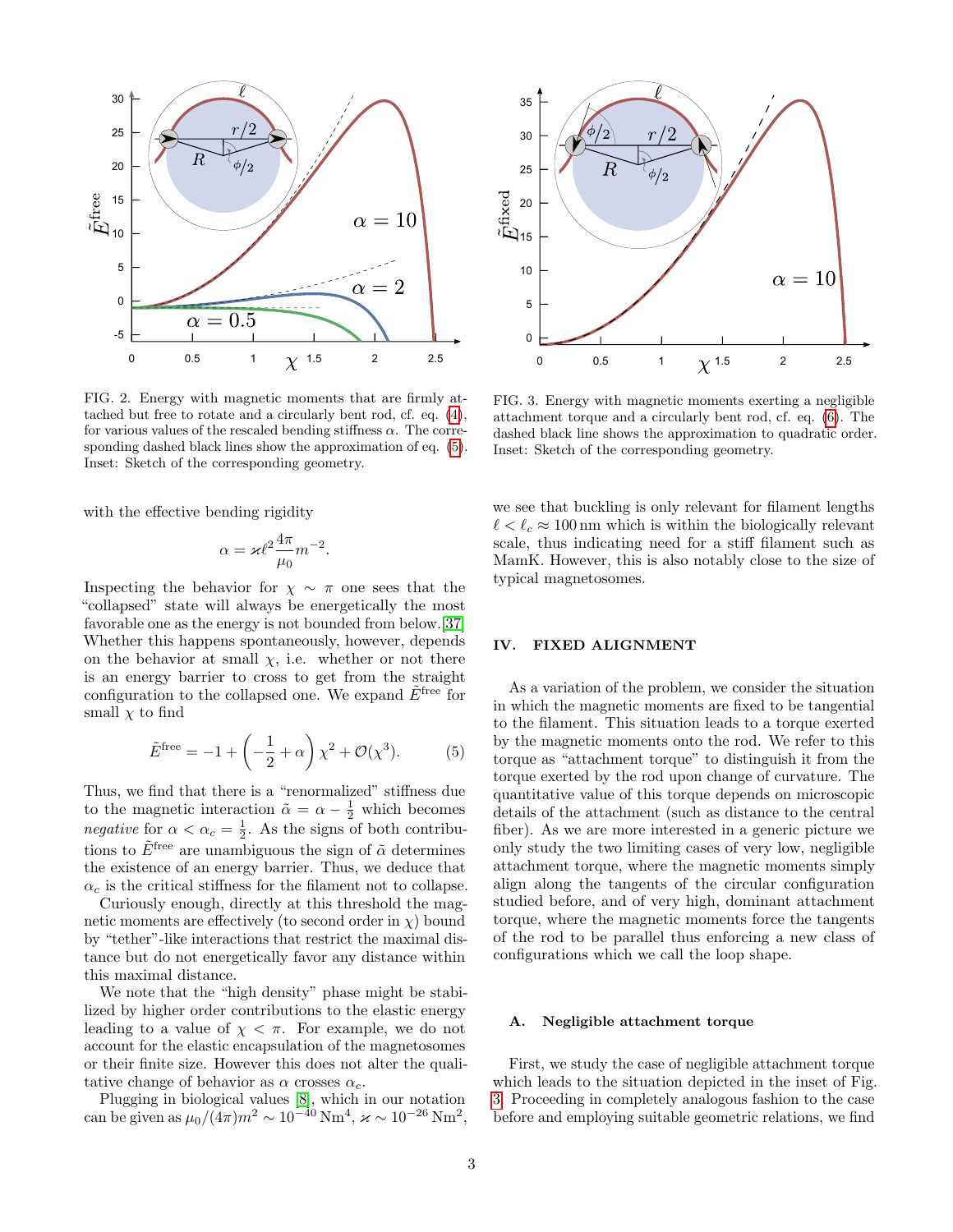30
25
20
15
10
5
0
-5
$\tilde{E}^{\text{free}}$
0
0.5
1
$\chi$ 1.5
2
2.5
$\ell$
$r/2$
$R$
$\phi/2$
$\alpha = 10$
$\alpha = 2$
$\alpha = 0.5$

FIG. 2. Energy with magnetic moments that are firmly attached but free to rotate and a circularly bent rod, cf. eq. (4), for various values of the rescaled bending stiffness $\alpha$. The corresponding dashed black lines show the approximation of eq. (5). Inset: Sketch of the corresponding geometry.

35
30
25
20
15
10
5
0
$\tilde{E}^{\text{fixed}}$
0
0.5
1
$\chi$ 1.5
2
2.5
$\ell$
$\phi/2$
$r/2$
$R$
$\phi/2$
$\alpha = 10$

FIG. 3. Energy with magnetic moments exerting a negligible attachment torque and a circularly bent rod, cf. eq. (6). The dashed black line shows the approximation to quadratic order. Inset: Sketch of the corresponding geometry.

with the effective bending rigidity

$$\alpha = \varkappa \ell^2 \frac{4\pi}{\mu_0} m^{-2}.$$

Inspecting the behavior for $\chi \sim \pi$ one sees that the "collapsed" state will always be energetically the most favorable one as the energy is not bounded from below.[37] Whether this happens spontaneously, however, depends on the behavior at small $\chi$, i.e. whether or not there is an energy barrier to cross to get from the straight configuration to the collapsed one. We expand $\tilde{E}^{\text{free}}$ for small $\chi$ to find

$$\tilde{E}^{\text{free}} = -1 + \left(-\frac{1}{2} + \alpha\right)\chi^2 + \mathcal{O}(\chi^3). \tag{5}$$

Thus, we find that there is a "renormalized" stiffness due to the magnetic interaction $\tilde{\alpha} = \alpha - \frac{1}{2}$ which becomes *negative* for $\alpha < \alpha_c = \frac{1}{2}$. As the signs of both contributions to $\tilde{E}^{\text{free}}$ are unambiguous the sign of $\tilde{\alpha}$ determines the existence of an energy barrier. Thus, we deduce that $\alpha_c$ is the critical stiffness for the filament not to collapse.

Curiously enough, directly at this threshold the magnetic moments are effectively (to second order in $\chi$) bound by "tether"-like interactions that restrict the maximal distance but do not energetically favor any distance within this maximal distance.

We note that the "high density" phase might be stabilized by higher order contributions to the elastic energy leading to a value of $\chi < \pi$. For example, we do not account for the elastic encapsulation of the magnetosomes or their finite size. However this does not alter the qualitative change of behavior as $\alpha$ crosses $\alpha_c$.

Plugging in biological values [8], which in our notation can be given as $\mu_0/(4\pi)m^2 \sim 10^{-40}\,\text{Nm}^4$, $\varkappa \sim 10^{-26}\,\text{Nm}^2$, we see that buckling is only relevant for filament lengths $\ell < \ell_c \approx 100\,\text{nm}$ which is within the biologically relevant scale, thus indicating need for a stiff filament such as MamK. However, this is also notably close to the size of typical magnetosomes.

## IV. FIXED ALIGNMENT

As a variation of the problem, we consider the situation in which the magnetic moments are fixed to be tangential to the filament. This situation leads to a torque exerted by the magnetic moments onto the rod. We refer to this torque as "attachment torque" to distinguish it from the torque exerted by the rod upon change of curvature. The quantitative value of this torque depends on microscopic details of the attachment (such as distance to the central fiber). As we are more interested in a generic picture we only study the two limiting cases of very low, negligible attachment torque, where the magnetic moments simply align along the tangents of the circular configuration studied before, and of very high, dominant attachment torque, where the magnetic moments force the tangents of the rod to be parallel thus enforcing a new class of configurations which we call the loop shape.

### A. Negligible attachment torque

First, we study the case of negligible attachment torque which leads to the situation depicted in the inset of Fig. 3. Proceeding in completely analogous fashion to the case before and employing suitable geometric relations, we find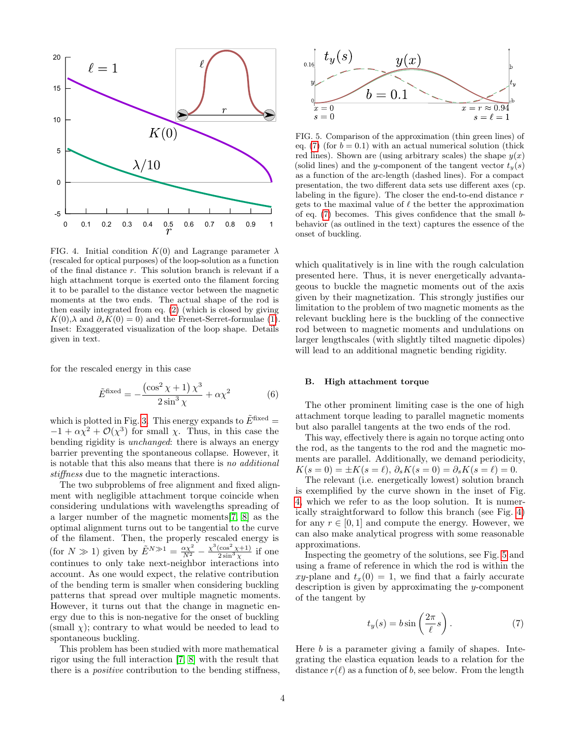20

15

10

5

0

-5

0 0.1 0.2 0.3 0.4 0.5 0.6 0.7 0.8 0.9 1

$r$

$\ell = 1$

$K(0)$

$\lambda/10$

$\ell$

$r$

FIG. 4. Initial condition $K(0)$ and Lagrange parameter $\lambda$ (rescaled for optical purposes) of the loop-solution as a function of the final distance $r$. This solution branch is relevant if a high attachment torque is exerted onto the filament forcing it to be parallel to the distance vector between the magnetic moments at the two ends. The actual shape of the rod is then easily integrated from eq. (2) (which is closed by giving $K(0)$,$\lambda$ and $\partial_s K(0) = 0$) and the Frenet-Serret-formulae (1). Inset: Exaggerated visualization of the loop shape. Details given in text.

for the rescaled energy in this case

$$\tilde{E}^{\text{fixed}} = -\frac{(\cos^2\chi + 1)\,\chi^3}{2\sin^3\chi} + \alpha\chi^2 \tag{6}$$

which is plotted in Fig. 3. This energy expands to $\tilde{E}^{\text{fixed}} = -1 + \alpha\chi^2 + \mathcal{O}(\chi^3)$ for small $\chi$. Thus, in this case the bending rigidity is *unchanged*: there is always an energy barrier preventing the spontaneous collapse. However, it is notable that this also means that there is *no additional stiffness* due to the magnetic interactions.

The two subproblems of free alignment and fixed alignment with negligible attachment torque coincide when considering undulations with wavelengths spreading of a larger number of the magnetic moments[7, 8] as the optimal alignment turns out to be tangential to the curve of the filament. Then, the properly rescaled energy is (for $N \gg 1$) given by $\tilde{E}^{N\gg1} = \frac{\alpha\chi^2}{N^2} - \frac{\chi^3(\cos^2\chi+1)}{2\sin^3\chi}$ if one continues to only take next-neighbor interactions into account. As one would expect, the relative contribution of the bending term is smaller when considering buckling patterns that spread over multiple magnetic moments. However, it turns out that the change in magnetic energy due to this is non-negative for the onset of buckling (small $\chi$); contrary to what would be needed to lead to spontaneous buckling.

This problem has been studied with more mathematical rigor using the full interaction [7, 8] with the result that there is a *positive* contribution to the bending stiffness,

0.16

$t_y(s)$

$y(x)$

$y$

$b = 0.1$

$b$

$t_y$

0

-b

$x = 0$

$s = 0$

$x = r \approx 0.94$

$s = \ell = 1$

FIG. 5. Comparison of the approximation (thin green lines) of eq. (7) (for $b = 0.1$) with an actual numerical solution (thick red lines). Shown are (using arbitrary scales) the shape $y(x)$ (solid lines) and the $y$-component of the tangent vector $t_y(s)$ as a function of the arc-length (dashed lines). For a compact presentation, the two different data sets use different axes (cp. labeling in the figure). The closer the end-to-end distance $r$ gets to the maximal value of $\ell$ the better the approximation of eq. (7) becomes. This gives confidence that the small $b$-behavior (as outlined in the text) captures the essence of the onset of buckling.

which qualitatively is in line with the rough calculation presented here. Thus, it is never energetically advantageous to buckle the magnetic moments out of the axis given by their magnetization. This strongly justifies our limitation to the problem of two magnetic moments as the relevant buckling here is the buckling of the connective rod between to magnetic moments and undulations on larger lengthscales (with slightly tilted magnetic dipoles) will lead to an additional magnetic bending rigidity.

### B. High attachment torque

The other prominent limiting case is the one of high attachment torque leading to parallel magnetic moments but also parallel tangents at the two ends of the rod.

This way, effectively there is again no torque acting onto the rod, as the tangents to the rod and the magnetic moments are parallel. Additionally, we demand periodicity, $K(s = 0) = \pm K(s = \ell)$, $\partial_s K(s = 0) = \partial_s K(s = \ell) = 0$.

The relevant (i.e. energetically lowest) solution branch is exemplified by the curve shown in the inset of Fig. 4 which we refer to as the loop solution. It is numerically straightforward to follow this branch (see Fig. 4) for any $r \in [0, 1]$ and compute the energy. However, we can also make analytical progress with some reasonable approximations.

Inspecting the geometry of the solutions, see Fig. 5 and using a frame of reference in which the rod is within the $xy$-plane and $t_x(0) = 1$, we find that a fairly accurate description is given by approximating the $y$-component of the tangent by

$$t_y(s) = b\sin\left(\frac{2\pi}{\ell}s\right). \tag{7}$$

Here $b$ is a parameter giving a family of shapes. Integrating the elastica equation leads to a relation for the distance $r(\ell)$ as a function of $b$, see below. From the length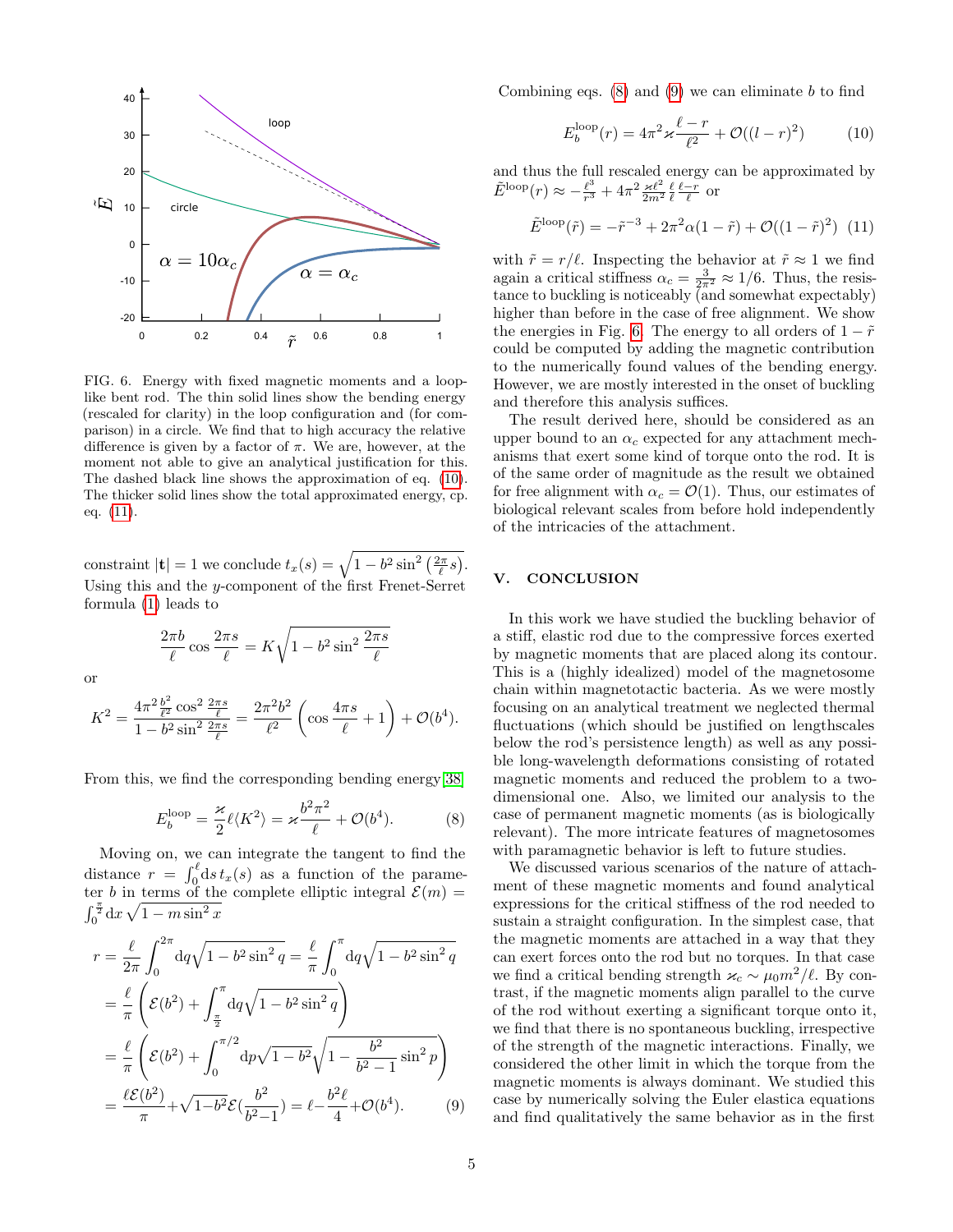40

30

20

10

0

-10

-20

$\tilde{E}$

loop

circle

$\alpha = 10\alpha_c$

$\alpha = \alpha_c$

0

0.2

0.4

0.6

0.8

1

$\tilde{r}$

FIG. 6. Energy with fixed magnetic moments and a loop-like bent rod. The thin solid lines show the bending energy (rescaled for clarity) in the loop configuration and (for comparison) in a circle. We find that to high accuracy the relative difference is given by a factor of $\pi$. We are, however, at the moment not able to give an analytical justification for this. The dashed black line shows the approximation of eq. (10). The thicker solid lines show the total approximated energy, cp. eq. (11).

constraint $|\mathbf{t}| = 1$ we conclude $t_x(s) = \sqrt{1 - b^2 \sin^2\left(\frac{2\pi}{\ell}s\right)}$. Using this and the $y$-component of the first Frenet-Serret formula (1) leads to

$$\frac{2\pi b}{\ell}\cos\frac{2\pi s}{\ell} = K\sqrt{1 - b^2\sin^2\frac{2\pi s}{\ell}}$$

or

$$K^2 = \frac{4\pi^2\frac{b^2}{\ell^2}\cos^2\frac{2\pi s}{\ell}}{1 - b^2\sin^2\frac{2\pi s}{\ell}} = \frac{2\pi^2 b^2}{\ell^2}\left(\cos\frac{4\pi s}{\ell} + 1\right) + \mathcal{O}(b^4).$$

From this, we find the corresponding bending energy[38]

$$E_b^{\text{loop}} = \frac{\varkappa}{2}\ell\langle K^2\rangle = \varkappa\frac{b^2\pi^2}{\ell} + \mathcal{O}(b^4). \tag{8}$$

Moving on, we can integrate the tangent to find the distance $r = \int_0^\ell \mathrm{d}s\, t_x(s)$ as a function of the parameter $b$ in terms of the complete elliptic integral $\mathcal{E}(m) = \int_0^{\frac{\pi}{2}}\mathrm{d}x\sqrt{1 - m\sin^2 x}$

$$\begin{aligned}
r &= \frac{\ell}{2\pi}\int_0^{2\pi}\mathrm{d}q\sqrt{1 - b^2\sin^2 q} = \frac{\ell}{\pi}\int_0^{\pi}\mathrm{d}q\sqrt{1 - b^2\sin^2 q}\\
&= \frac{\ell}{\pi}\left(\mathcal{E}(b^2) + \int_{\frac{\pi}{2}}^{\pi}\mathrm{d}q\sqrt{1 - b^2\sin^2 q}\right)\\
&= \frac{\ell}{\pi}\left(\mathcal{E}(b^2) + \int_0^{\pi/2}\mathrm{d}p\sqrt{1 - b^2}\sqrt{1 - \frac{b^2}{b^2 - 1}\sin^2 p}\right)\\
&= \frac{\ell\mathcal{E}(b^2)}{\pi} + \sqrt{1 - b^2}\,\mathcal{E}\left(\frac{b^2}{b^2 - 1}\right) = \ell - \frac{b^2\ell}{4} + \mathcal{O}(b^4).
\end{aligned} \tag{9}$$

Combining eqs. (8) and (9) we can eliminate $b$ to find

$$E_b^{\text{loop}}(r) = 4\pi^2\varkappa\frac{\ell - r}{\ell^2} + \mathcal{O}((l - r)^2) \tag{10}$$

and thus the full rescaled energy can be approximated by $\tilde{E}^{\text{loop}}(r) \approx -\frac{\ell^3}{r^3} + 4\pi^2\frac{\varkappa\ell^2}{2m^2}\frac{\ell}{\ell}\frac{\ell - r}{\ell}$ or

$$\tilde{E}^{\text{loop}}(\tilde{r}) = -\tilde{r}^{-3} + 2\pi^2\alpha(1 - \tilde{r}) + \mathcal{O}((1 - \tilde{r})^2) \tag{11}$$

with $\tilde{r} = r/\ell$. Inspecting the behavior at $\tilde{r} \approx 1$ we find again a critical stiffness $\alpha_c = \frac{3}{2\pi^2} \approx 1/6$. Thus, the resistance to buckling is noticeably (and somewhat expectably) higher than before in the case of free alignment. We show the energies in Fig. 6. The energy to all orders of $1 - \tilde{r}$ could be computed by adding the magnetic contribution to the numerically found values of the bending energy. However, we are mostly interested in the onset of buckling and therefore this analysis suffices.

The result derived here, should be considered as an upper bound to an $\alpha_c$ expected for any attachment mechanisms that exert some kind of torque onto the rod. It is of the same order of magnitude as the result we obtained for free alignment with $\alpha_c = \mathcal{O}(1)$. Thus, our estimates of biological relevant scales from before hold independently of the intricacies of the attachment.

## V. CONCLUSION

In this work we have studied the buckling behavior of a stiff, elastic rod due to the compressive forces exerted by magnetic moments that are placed along its contour. This is a (highly idealized) model of the magnetosome chain within magnetotactic bacteria. As we were mostly focusing on an analytical treatment we neglected thermal fluctuations (which should be justified on lengthscales below the rod's persistence length) as well as any possible long-wavelength deformations consisting of rotated magnetic moments and reduced the problem to a two-dimensional one. Also, we limited our analysis to the case of permanent magnetic moments (as is biologically relevant). The more intricate features of magnetosomes with paramagnetic behavior is left to future studies.

We discussed various scenarios of the nature of attachment of these magnetic moments and found analytical expressions for the critical stiffness of the rod needed to sustain a straight configuration. In the simplest case, that the magnetic moments are attached in a way that they can exert forces onto the rod but no torques. In that case we find a critical bending strength $\varkappa_c \sim \mu_0 m^2/\ell$. By contrast, if the magnetic moments align parallel to the curve of the rod without exerting a significant torque onto it, we find that there is no spontaneous buckling, irrespective of the strength of the magnetic interactions. Finally, we considered the other limit in which the torque from the magnetic moments is always dominant. We studied this case by numerically solving the Euler elastica equations and find qualitatively the same behavior as in the first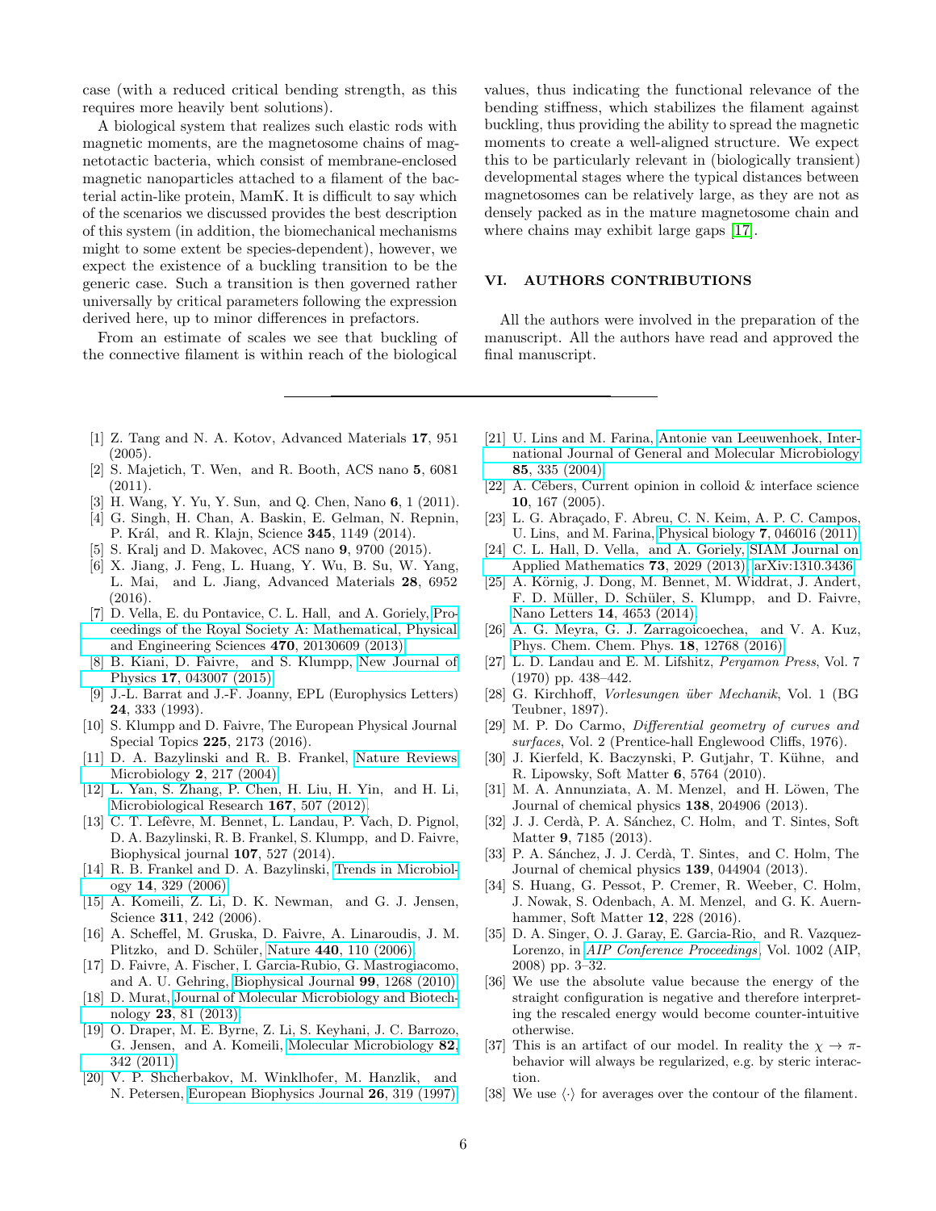case (with a reduced critical bending strength, as this requires more heavily bent solutions).

A biological system that realizes such elastic rods with magnetic moments, are the magnetosome chains of magnetotactic bacteria, which consist of membrane-enclosed magnetic nanoparticles attached to a filament of the bacterial actin-like protein, MamK. It is difficult to say which of the scenarios we discussed provides the best description of this system (in addition, the biomechanical mechanisms might to some extent be species-dependent), however, we expect the existence of a buckling transition to be the generic case. Such a transition is then governed rather universally by critical parameters following the expression derived here, up to minor differences in prefactors.

From an estimate of scales we see that buckling of the connective filament is within reach of the biological values, thus indicating the functional relevance of the bending stiffness, which stabilizes the filament against buckling, thus providing the ability to spread the magnetic moments to create a well-aligned structure. We expect this to be particularly relevant in (biologically transient) developmental stages where the typical distances between magnetosomes can be relatively large, as they are not as densely packed as in the mature magnetosome chain and where chains may exhibit large gaps [17].

## VI. AUTHORS CONTRIBUTIONS

All the authors were involved in the preparation of the manuscript. All the authors have read and approved the final manuscript.

---

[1] Z. Tang and N. A. Kotov, Advanced Materials **17**, 951 (2005).

[2] S. Majetich, T. Wen, and R. Booth, ACS nano **5**, 6081 (2011).

[3] H. Wang, Y. Yu, Y. Sun, and Q. Chen, Nano **6**, 1 (2011).

[4] G. Singh, H. Chan, A. Baskin, E. Gelman, N. Repnin, P. Král, and R. Klajn, Science **345**, 1149 (2014).

[5] S. Kralj and D. Makovec, ACS nano **9**, 9700 (2015).

[6] X. Jiang, J. Feng, L. Huang, Y. Wu, B. Su, W. Yang, L. Mai, and L. Jiang, Advanced Materials **28**, 6952 (2016).

[7] D. Vella, E. du Pontavice, C. L. Hall, and A. Goriely, Proceedings of the Royal Society A: Mathematical, Physical and Engineering Sciences **470**, 20130609 (2013).

[8] B. Kiani, D. Faivre, and S. Klumpp, New Journal of Physics **17**, 043007 (2015).

[9] J.-L. Barrat and J.-F. Joanny, EPL (Europhysics Letters) **24**, 333 (1993).

[10] S. Klumpp and D. Faivre, The European Physical Journal Special Topics **225**, 2173 (2016).

[11] D. A. Bazylinski and R. B. Frankel, Nature Reviews Microbiology **2**, 217 (2004).

[12] L. Yan, S. Zhang, P. Chen, H. Liu, H. Yin, and H. Li, Microbiological Research **167**, 507 (2012).

[13] C. T. Lefèvre, M. Bennet, L. Landau, P. Vach, D. Pignol, D. A. Bazylinski, R. B. Frankel, S. Klumpp, and D. Faivre, Biophysical journal **107**, 527 (2014).

[14] R. B. Frankel and D. A. Bazylinski, Trends in Microbiology **14**, 329 (2006).

[15] A. Komeili, Z. Li, D. K. Newman, and G. J. Jensen, Science **311**, 242 (2006).

[16] A. Scheffel, M. Gruska, D. Faivre, A. Linaroudis, J. M. Plitzko, and D. Schüler, Nature **440**, 110 (2006).

[17] D. Faivre, A. Fischer, I. Garcia-Rubio, G. Mastrogiacomo, and A. U. Gehring, Biophysical Journal **99**, 1268 (2010).

[18] D. Murat, Journal of Molecular Microbiology and Biotechnology **23**, 81 (2013).

[19] O. Draper, M. E. Byrne, Z. Li, S. Keyhani, J. C. Barrozo, G. Jensen, and A. Komeili, Molecular Microbiology **82**, 342 (2011).

[20] V. P. Shcherbakov, M. Winklhofer, M. Hanzlik, and N. Petersen, European Biophysics Journal **26**, 319 (1997).

[21] U. Lins and M. Farina, Antonie van Leeuwenhoek, International Journal of General and Molecular Microbiology **85**, 335 (2004).

[22] A. Cēbers, Current opinion in colloid & interface science **10**, 167 (2005).

[23] L. G. Abraçado, F. Abreu, C. N. Keim, A. P. C. Campos, U. Lins, and M. Farina, Physical biology **7**, 046016 (2011).

[24] C. L. Hall, D. Vella, and A. Goriely, SIAM Journal on Applied Mathematics **73**, 2029 (2013), arXiv:1310.3436.

[25] A. Körnig, J. Dong, M. Bennet, M. Widdrat, J. Andert, F. D. Müller, D. Schüler, S. Klumpp, and D. Faivre, Nano Letters **14**, 4653 (2014).

[26] A. G. Meyra, G. J. Zarragoicoechea, and V. A. Kuz, Phys. Chem. Chem. Phys. **18**, 12768 (2016).

[27] L. D. Landau and E. M. Lifshitz, *Pergamon Press*, Vol. 7 (1970) pp. 438–442.

[28] G. Kirchhoff, *Vorlesungen über Mechanik*, Vol. 1 (BG Teubner, 1897).

[29] M. P. Do Carmo, *Differential geometry of curves and surfaces*, Vol. 2 (Prentice-hall Englewood Cliffs, 1976).

[30] J. Kierfeld, K. Baczynski, P. Gutjahr, T. Kühne, and R. Lipowsky, Soft Matter **6**, 5764 (2010).

[31] M. A. Annunziata, A. M. Menzel, and H. Löwen, The Journal of chemical physics **138**, 204906 (2013).

[32] J. J. Cerdà, P. A. Sánchez, C. Holm, and T. Sintes, Soft Matter **9**, 7185 (2013).

[33] P. A. Sánchez, J. J. Cerdà, T. Sintes, and C. Holm, The Journal of chemical physics **139**, 044904 (2013).

[34] S. Huang, G. Pessot, P. Cremer, R. Weeber, C. Holm, J. Nowak, S. Odenbach, A. M. Menzel, and G. K. Auernhammer, Soft Matter **12**, 228 (2016).

[35] D. A. Singer, O. J. Garay, E. Garcia-Rio, and R. Vazquez-Lorenzo, in *AIP Conference Proceedings*, Vol. 1002 (AIP, 2008) pp. 3–32.

[36] We use the absolute value because the energy of the straight configuration is negative and therefore interpreting the rescaled energy would become counter-intuitive otherwise.

[37] This is an artifact of our model. In reality the $\chi \to \pi$-behavior will always be regularized, e.g. by steric interaction.

[38] We use $\langle \cdot \rangle$ for averages over the contour of the filament.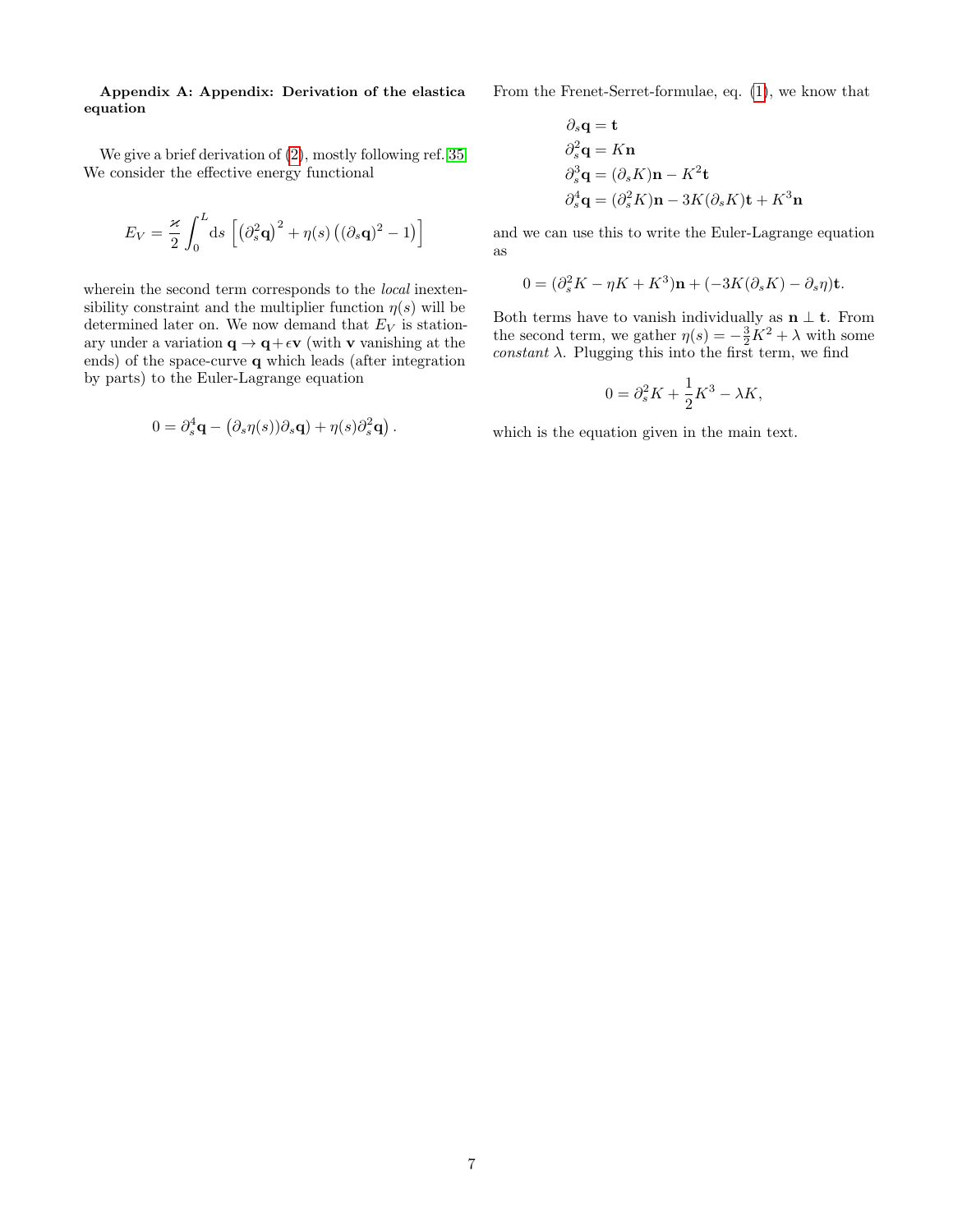## Appendix A: Appendix: Derivation of the elastica equation

We give a brief derivation of (2), mostly following ref. [35] We consider the effective energy functional

$$E_V = \frac{\varkappa}{2}\int_0^L \mathrm{d}s\,\left[\left(\partial_s^2\mathbf{q}\right)^2 + \eta(s)\left((\partial_s\mathbf{q})^2 - 1\right)\right]$$

wherein the second term corresponds to the *local* inextensibility constraint and the multiplier function $\eta(s)$ will be determined later on. We now demand that $E_V$ is stationary under a variation $\mathbf{q} \to \mathbf{q} + \epsilon\mathbf{v}$ (with $\mathbf{v}$ vanishing at the ends) of the space-curve $\mathbf{q}$ which leads (after integration by parts) to the Euler-Lagrange equation

$$0 = \partial_s^4\mathbf{q} - \left(\partial_s\eta(s))\partial_s\mathbf{q}\right) + \eta(s)\partial_s^2\mathbf{q}\right).$$

From the Frenet-Serret-formulae, eq. (1), we know that

$$\begin{aligned}
\partial_s\mathbf{q} &= \mathbf{t}\\
\partial_s^2\mathbf{q} &= K\mathbf{n}\\
\partial_s^3\mathbf{q} &= (\partial_s K)\mathbf{n} - K^2\mathbf{t}\\
\partial_s^4\mathbf{q} &= (\partial_s^2 K)\mathbf{n} - 3K(\partial_s K)\mathbf{t} + K^3\mathbf{n}
\end{aligned}$$

and we can use this to write the Euler-Lagrange equation as

$$0 = (\partial_s^2 K - \eta K + K^3)\mathbf{n} + (-3K(\partial_s K) - \partial_s\eta)\mathbf{t}.$$

Both terms have to vanish individually as $\mathbf{n} \perp \mathbf{t}$. From the second term, we gather $\eta(s) = -\frac{3}{2}K^2 + \lambda$ with some *constant* $\lambda$. Plugging this into the first term, we find

$$0 = \partial_s^2 K + \frac{1}{2}K^3 - \lambda K,$$

which is the equation given in the main text.